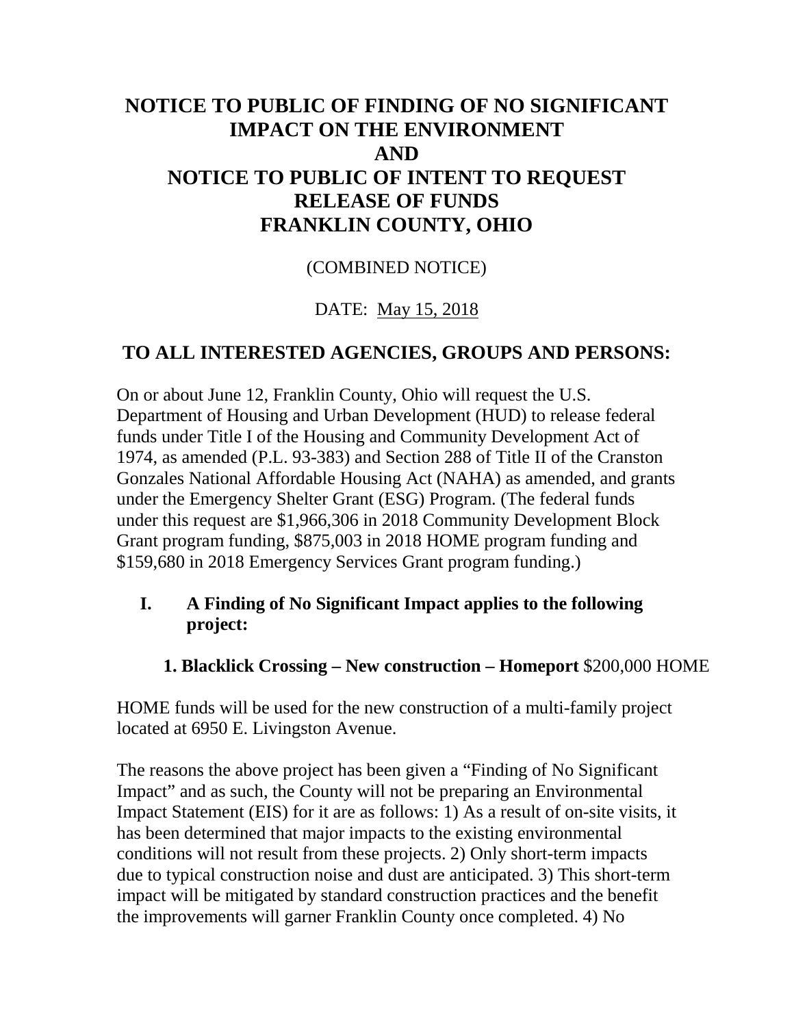# NOTICE TO PUBLIC OF FINDING OF NO SIGNIFICANT IMPACT ON THE ENVIRONMENT
# AND
# NOTICE TO PUBLIC OF INTENT TO REQUEST RELEASE OF FUNDS
# FRANKLIN COUNTY, OHIO

(COMBINED NOTICE)

DATE: May 15, 2018

## TO ALL INTERESTED AGENCIES, GROUPS AND PERSONS:

On or about June 12, Franklin County, Ohio will request the U.S. Department of Housing and Urban Development (HUD) to release federal funds under Title I of the Housing and Community Development Act of 1974, as amended (P.L. 93-383) and Section 288 of Title II of the Cranston Gonzales National Affordable Housing Act (NAHA) as amended, and grants under the Emergency Shelter Grant (ESG) Program. (The federal funds under this request are $1,966,306 in 2018 Community Development Block Grant program funding, $875,003 in 2018 HOME program funding and $159,680 in 2018 Emergency Services Grant program funding.)

### I. A Finding of No Significant Impact applies to the following project:

**1. Blacklick Crossing – New construction – Homeport** $200,000 HOME

HOME funds will be used for the new construction of a multi-family project located at 6950 E. Livingston Avenue.

The reasons the above project has been given a "Finding of No Significant Impact" and as such, the County will not be preparing an Environmental Impact Statement (EIS) for it are as follows: 1) As a result of on-site visits, it has been determined that major impacts to the existing environmental conditions will not result from these projects. 2) Only short-term impacts due to typical construction noise and dust are anticipated. 3) This short-term impact will be mitigated by standard construction practices and the benefit the improvements will garner Franklin County once completed. 4) No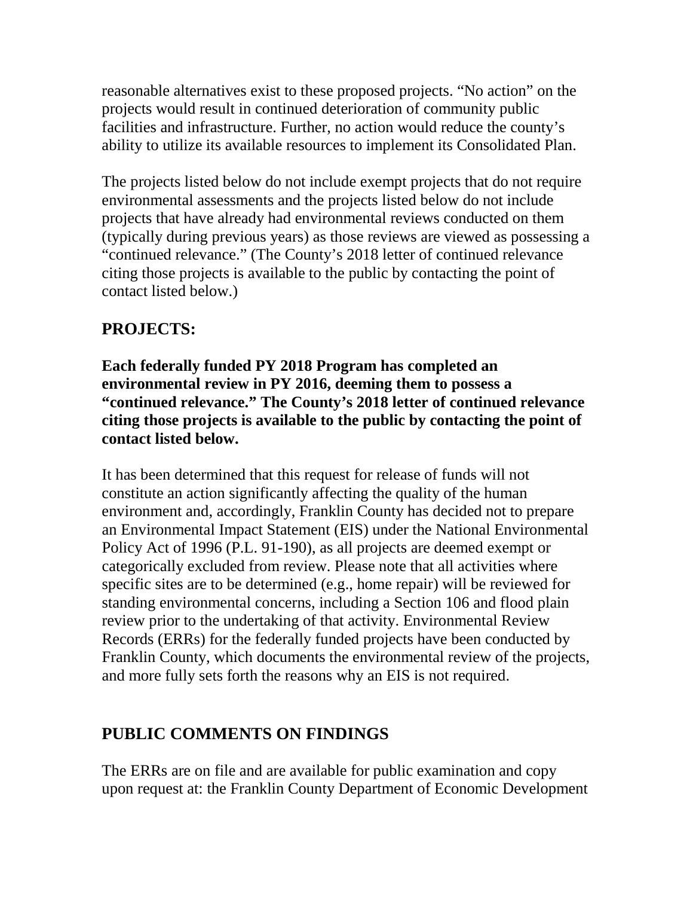reasonable alternatives exist to these proposed projects. "No action" on the projects would result in continued deterioration of community public facilities and infrastructure. Further, no action would reduce the county's ability to utilize its available resources to implement its Consolidated Plan.

The projects listed below do not include exempt projects that do not require environmental assessments and the projects listed below do not include projects that have already had environmental reviews conducted on them (typically during previous years) as those reviews are viewed as possessing a "continued relevance." (The County's 2018 letter of continued relevance citing those projects is available to the public by contacting the point of contact listed below.)

## PROJECTS:

**Each federally funded PY 2018 Program has completed an environmental review in PY 2016, deeming them to possess a "continued relevance." The County's 2018 letter of continued relevance citing those projects is available to the public by contacting the point of contact listed below.**

It has been determined that this request for release of funds will not constitute an action significantly affecting the quality of the human environment and, accordingly, Franklin County has decided not to prepare an Environmental Impact Statement (EIS) under the National Environmental Policy Act of 1996 (P.L. 91-190), as all projects are deemed exempt or categorically excluded from review. Please note that all activities where specific sites are to be determined (e.g., home repair) will be reviewed for standing environmental concerns, including a Section 106 and flood plain review prior to the undertaking of that activity. Environmental Review Records (ERRs) for the federally funded projects have been conducted by Franklin County, which documents the environmental review of the projects, and more fully sets forth the reasons why an EIS is not required.

## PUBLIC COMMENTS ON FINDINGS

The ERRs are on file and are available for public examination and copy upon request at: the Franklin County Department of Economic Development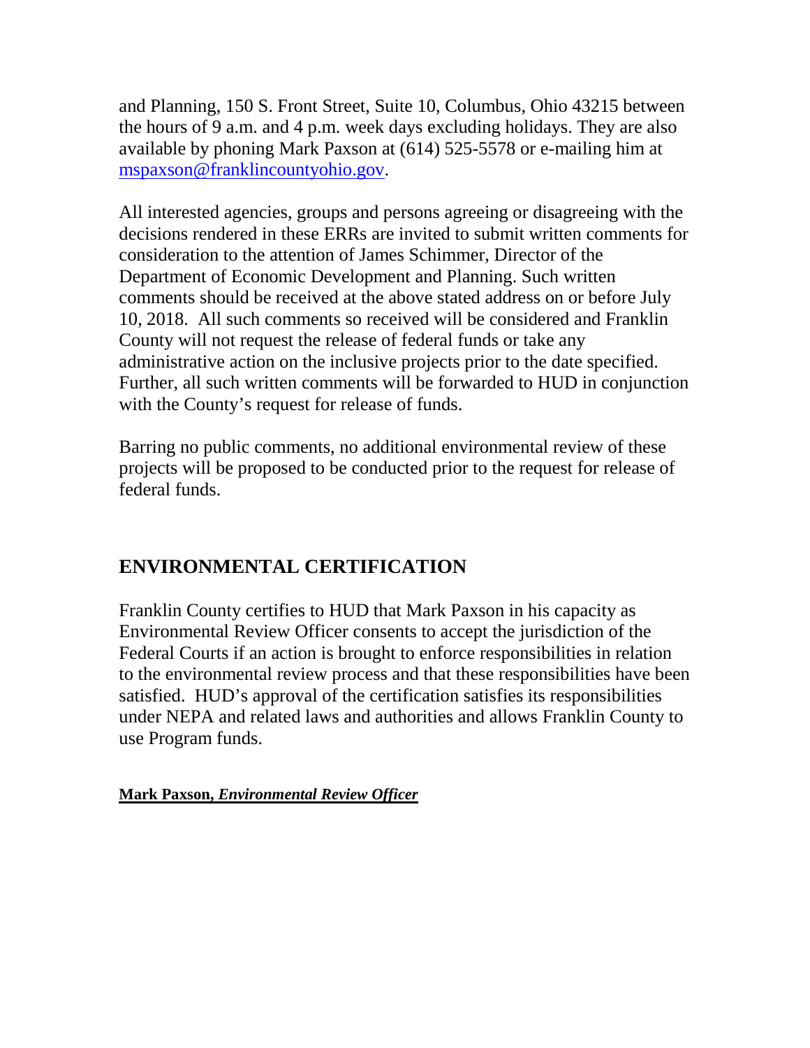and Planning, 150 S. Front Street, Suite 10, Columbus, Ohio 43215 between the hours of 9 a.m. and 4 p.m. week days excluding holidays. They are also available by phoning Mark Paxson at (614) 525-5578 or e-mailing him at mspaxson@franklincountyohio.gov.

All interested agencies, groups and persons agreeing or disagreeing with the decisions rendered in these ERRs are invited to submit written comments for consideration to the attention of James Schimmer, Director of the Department of Economic Development and Planning. Such written comments should be received at the above stated address on or before July 10, 2018. All such comments so received will be considered and Franklin County will not request the release of federal funds or take any administrative action on the inclusive projects prior to the date specified. Further, all such written comments will be forwarded to HUD in conjunction with the County's request for release of funds.

Barring no public comments, no additional environmental review of these projects will be proposed to be conducted prior to the request for release of federal funds.

## ENVIRONMENTAL CERTIFICATION

Franklin County certifies to HUD that Mark Paxson in his capacity as Environmental Review Officer consents to accept the jurisdiction of the Federal Courts if an action is brought to enforce responsibilities in relation to the environmental review process and that these responsibilities have been satisfied. HUD's approval of the certification satisfies its responsibilities under NEPA and related laws and authorities and allows Franklin County to use Program funds.

**Mark Paxson, *Environmental Review Officer***